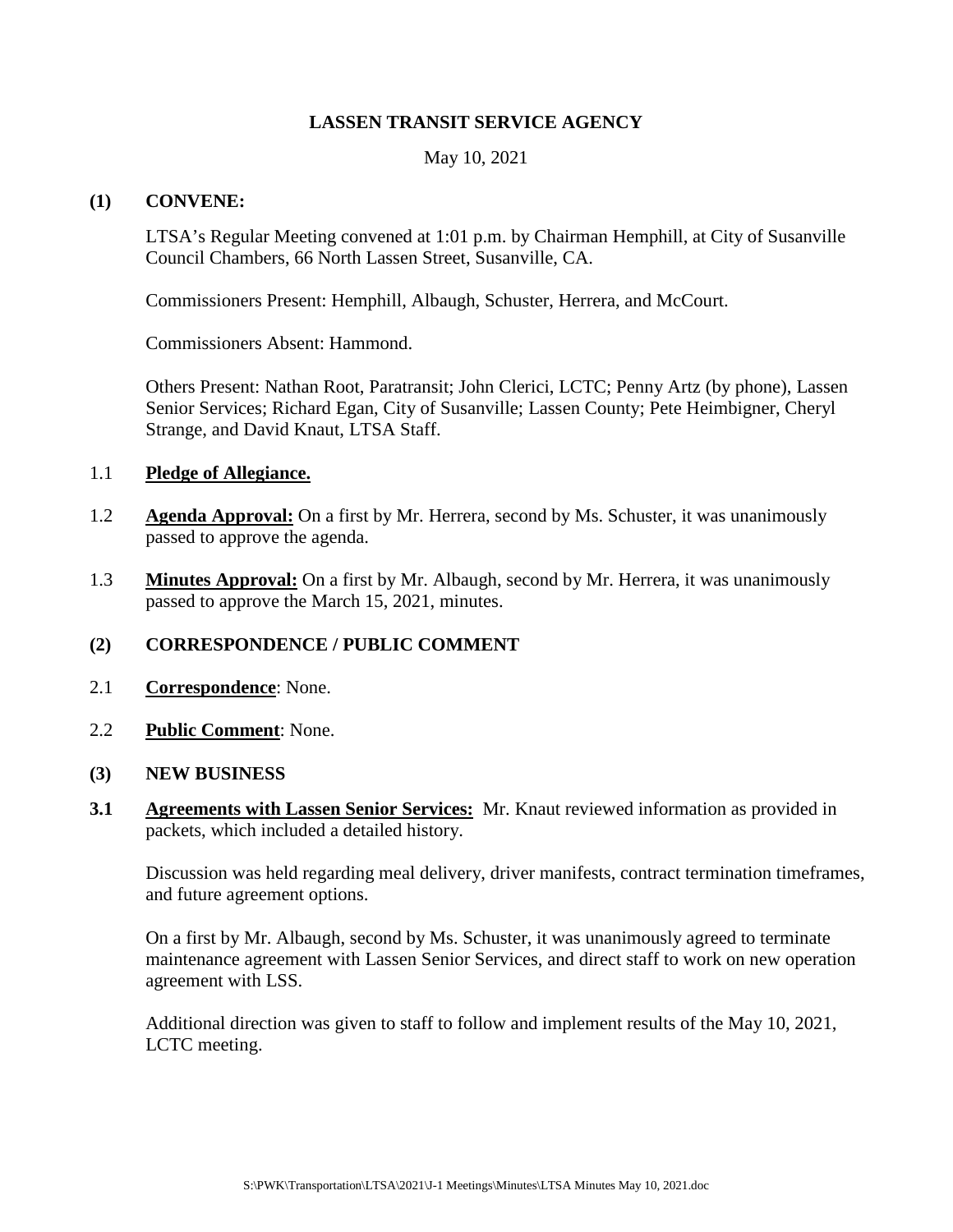# LASSEN TRANSIT SERVICE AGENCY

May 10, 2021

## (1) CONVENE:

LTSA's Regular Meeting convened at 1:01 p.m. by Chairman Hemphill, at City of Susanville Council Chambers, 66 North Lassen Street, Susanville, CA.

Commissioners Present: Hemphill, Albaugh, Schuster, Herrera, and McCourt.

Commissioners Absent: Hammond.

Others Present: Nathan Root, Paratransit; John Clerici, LCTC; Penny Artz (by phone), Lassen Senior Services; Richard Egan, City of Susanville; Lassen County; Pete Heimbigner, Cheryl Strange, and David Knaut, LTSA Staff.

1.1 **Pledge of Allegiance.**

1.2 **Agenda Approval:** On a first by Mr. Herrera, second by Ms. Schuster, it was unanimously passed to approve the agenda.

1.3 **Minutes Approval:** On a first by Mr. Albaugh, second by Mr. Herrera, it was unanimously passed to approve the March 15, 2021, minutes.

## (2) CORRESPONDENCE / PUBLIC COMMENT

2.1 **Correspondence**: None.

2.2 **Public Comment**: None.

## (3) NEW BUSINESS

**3.1 Agreements with Lassen Senior Services:** Mr. Knaut reviewed information as provided in packets, which included a detailed history.

Discussion was held regarding meal delivery, driver manifests, contract termination timeframes, and future agreement options.

On a first by Mr. Albaugh, second by Ms. Schuster, it was unanimously agreed to terminate maintenance agreement with Lassen Senior Services, and direct staff to work on new operation agreement with LSS.

Additional direction was given to staff to follow and implement results of the May 10, 2021, LCTC meeting.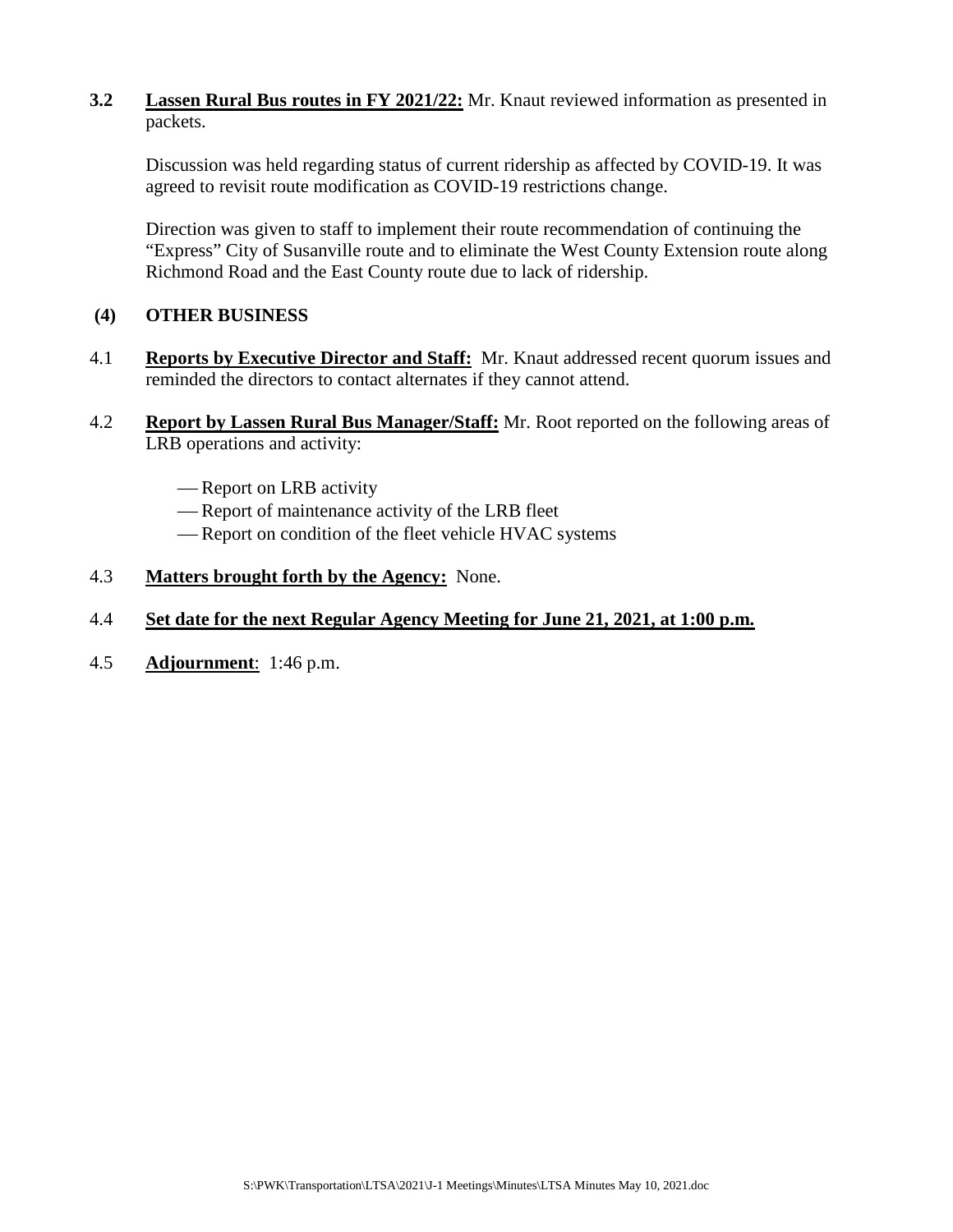**3.2** **Lassen Rural Bus routes in FY 2021/22:** Mr. Knaut reviewed information as presented in packets.

Discussion was held regarding status of current ridership as affected by COVID-19. It was agreed to revisit route modification as COVID-19 restrictions change.

Direction was given to staff to implement their route recommendation of continuing the "Express" City of Susanville route and to eliminate the West County Extension route along Richmond Road and the East County route due to lack of ridership.

## (4) OTHER BUSINESS

4.1 **Reports by Executive Director and Staff:** Mr. Knaut addressed recent quorum issues and reminded the directors to contact alternates if they cannot attend.

4.2 **Report by Lassen Rural Bus Manager/Staff:** Mr. Root reported on the following areas of LRB operations and activity:

- Report on LRB activity
- Report of maintenance activity of the LRB fleet
- Report on condition of the fleet vehicle HVAC systems

4.3 **Matters brought forth by the Agency:** None.

4.4 **Set date for the next Regular Agency Meeting for June 21, 2021, at 1:00 p.m.**

4.5 **Adjournment**: 1:46 p.m.

S:\PWK\Transportation\LTSA\2021\J-1 Meetings\Minutes\LTSA Minutes May 10, 2021.doc